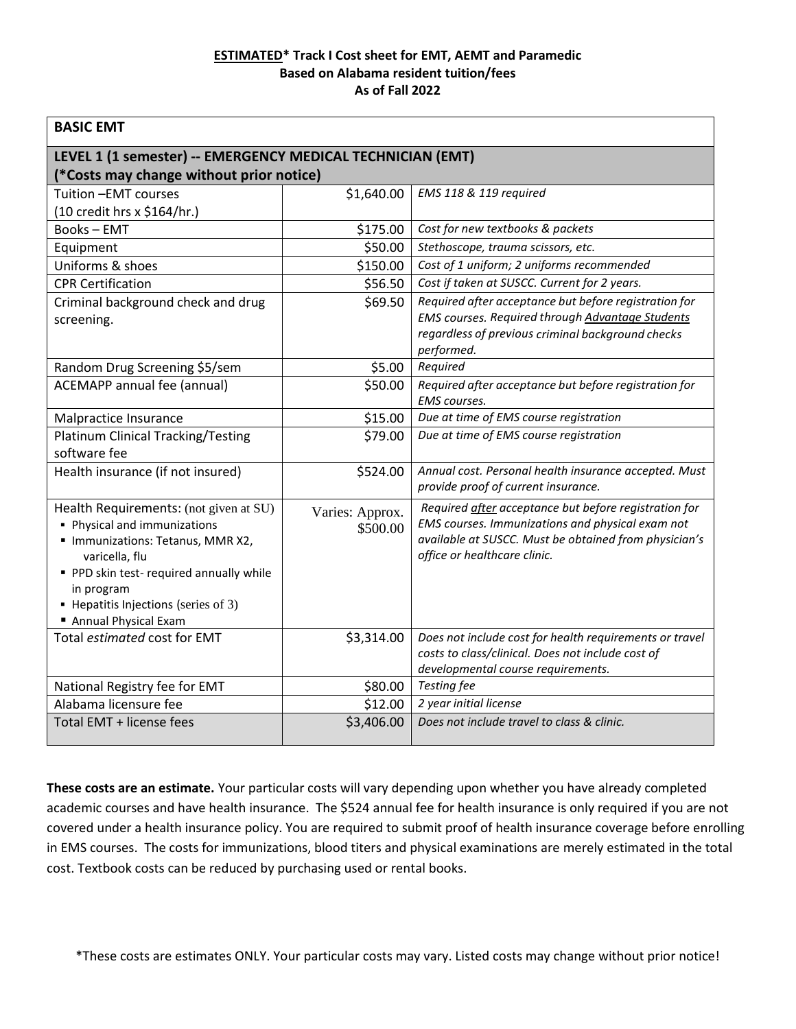**<u>ESTIMATED</u>* Track I Cost sheet for EMT, AEMT and Paramedic**
**Based on Alabama resident tuition/fees**
**As of Fall 2022**

| **BASIC EMT** | | |
|---|---|---|
| **LEVEL 1 (1 semester) -- EMERGENCY MEDICAL TECHNICIAN (EMT) (*Costs may change without prior notice)** | | |
| Tuition –EMT courses (10 credit hrs x $164/hr.) | $1,640.00 | *EMS 118 & 119 required* |
| Books – EMT | $175.00 | *Cost for new textbooks & packets* |
| Equipment | $50.00 | *Stethoscope, trauma scissors, etc.* |
| Uniforms & shoes | $150.00 | *Cost of 1 uniform; 2 uniforms recommended* |
| CPR Certification | $56.50 | *Cost if taken at SUSCC. Current for 2 years.* |
| Criminal background check and drug screening. | $69.50 | *Required after acceptance but before registration for EMS courses. Required through <u>Advantage Students</u> regardless of previous criminal background checks performed.* |
| Random Drug Screening $5/sem | $5.00 | *Required* |
| ACEMAPP annual fee (annual) | $50.00 | *Required after acceptance but before registration for EMS courses.* |
| Malpractice Insurance | $15.00 | *Due at time of EMS course registration* |
| Platinum Clinical Tracking/Testing software fee | $79.00 | *Due at time of EMS course registration* |
| Health insurance (if not insured) | $524.00 | *Annual cost. Personal health insurance accepted. Must provide proof of current insurance.* |
| Health Requirements: (not given at SU)<br>▪ Physical and immunizations<br>▪ Immunizations: Tetanus, MMR X2, varicella, flu<br>▪ PPD skin test- required annually while in program<br>▪ Hepatitis Injections (series of 3)<br>▪ Annual Physical Exam | Varies: Approx. $500.00 | *Required <u>after</u> acceptance but before registration for EMS courses. Immunizations and physical exam not available at SUSCC. Must be obtained from physician's office or healthcare clinic.* |
| Total *estimated* cost for EMT | $3,314.00 | *Does not include cost for health requirements or travel costs to class/clinical. Does not include cost of developmental course requirements.* |
| National Registry fee for EMT | $80.00 | *Testing fee* |
| Alabama licensure fee | $12.00 | *2 year initial license* |
| Total EMT + license fees | $3,406.00 | *Does not include travel to class & clinic.* |

**These costs are an estimate.** Your particular costs will vary depending upon whether you have already completed academic courses and have health insurance. The $524 annual fee for health insurance is only required if you are not covered under a health insurance policy. You are required to submit proof of health insurance coverage before enrolling in EMS courses. The costs for immunizations, blood titers and physical examinations are merely estimated in the total cost. Textbook costs can be reduced by purchasing used or rental books.

*These costs are estimates ONLY. Your particular costs may vary. Listed costs may change without prior notice!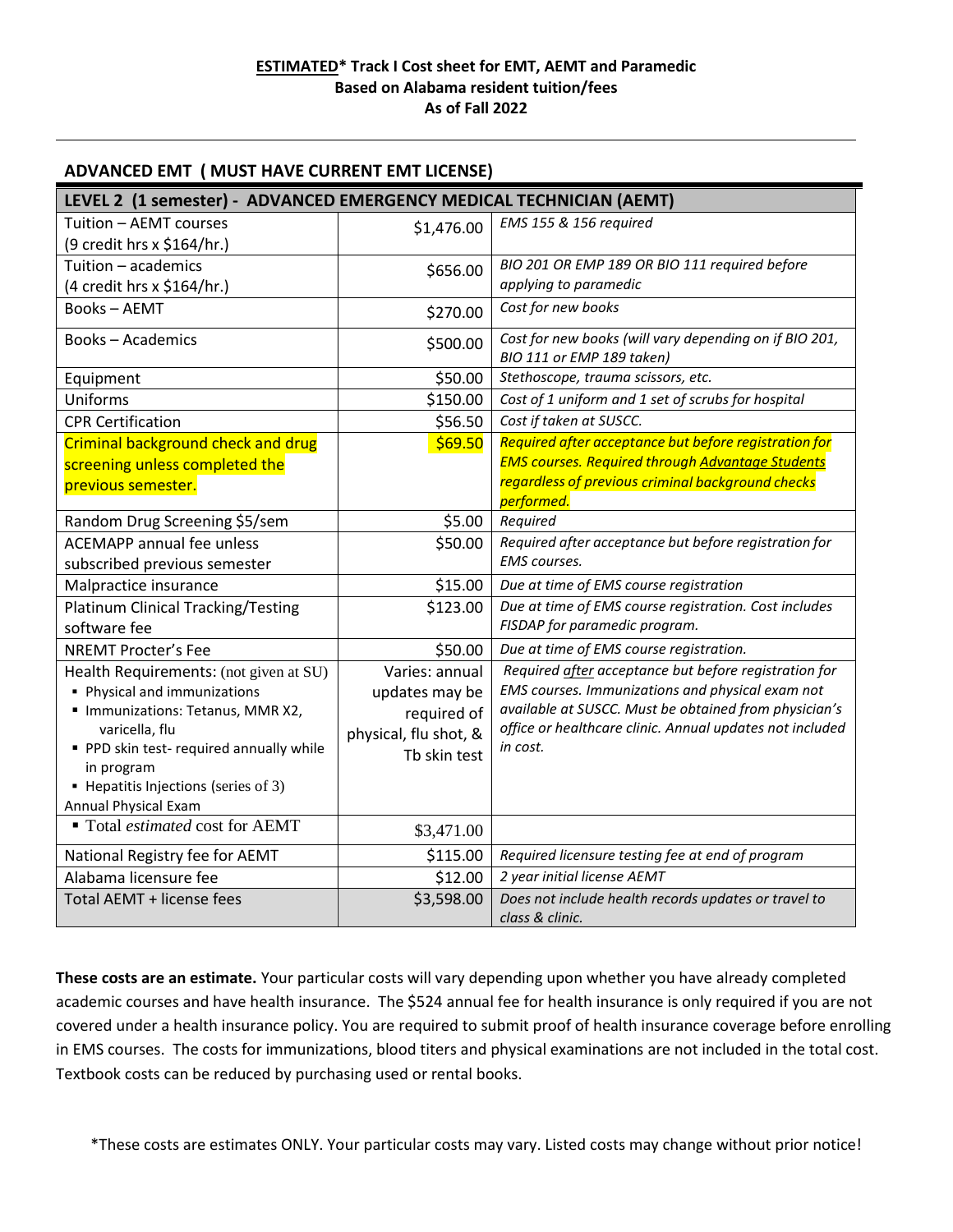**ESTIMATED* Track I Cost sheet for EMT, AEMT and Paramedic**
**Based on Alabama resident tuition/fees**
**As of Fall 2022**

## ADVANCED EMT ( MUST HAVE CURRENT EMT LICENSE)

| LEVEL 2 (1 semester) - ADVANCED EMERGENCY MEDICAL TECHNICIAN (AEMT) | | |
|---|---|---|
| Tuition – AEMT courses (9 credit hrs x $164/hr.) | $1,476.00 | *EMS 155 & 156 required* |
| Tuition – academics (4 credit hrs x $164/hr.) | $656.00 | *BIO 201 OR EMP 189 OR BIO 111 required before applying to paramedic* |
| Books – AEMT | $270.00 | *Cost for new books* |
| Books – Academics | $500.00 | *Cost for new books (will vary depending on if BIO 201, BIO 111 or EMP 189 taken)* |
| Equipment | $50.00 | *Stethoscope, trauma scissors, etc.* |
| Uniforms | $150.00 | *Cost of 1 uniform and 1 set of scrubs for hospital* |
| CPR Certification | $56.50 | *Cost if taken at SUSCC.* |
| Criminal background check and drug screening unless completed the previous semester. | $69.50 | *Required after acceptance but before registration for EMS courses. Required through Advantage Students regardless of previous criminal background checks performed.* |
| Random Drug Screening $5/sem | $5.00 | *Required* |
| ACEMAPP annual fee unless subscribed previous semester | $50.00 | *Required after acceptance but before registration for EMS courses.* |
| Malpractice insurance | $15.00 | *Due at time of EMS course registration* |
| Platinum Clinical Tracking/Testing software fee | $123.00 | *Due at time of EMS course registration. Cost includes FISDAP for paramedic program.* |
| NREMT Procter's Fee | $50.00 | *Due at time of EMS course registration.* |
| Health Requirements: (not given at SU)<br>▪ Physical and immunizations<br>▪ Immunizations: Tetanus, MMR X2, varicella, flu<br>▪ PPD skin test- required annually while in program<br>▪ Hepatitis Injections (series of 3)<br>Annual Physical Exam | Varies: annual updates may be required of physical, flu shot, & Tb skin test | *Required after acceptance but before registration for EMS courses. Immunizations and physical exam not available at SUSCC. Must be obtained from physician's office or healthcare clinic. Annual updates not included in cost.* |
| ▪ Total *estimated* cost for AEMT | $3,471.00 | |
| National Registry fee for AEMT | $115.00 | *Required licensure testing fee at end of program* |
| Alabama licensure fee | $12.00 | *2 year initial license AEMT* |
| Total AEMT + license fees | $3,598.00 | *Does not include health records updates or travel to class & clinic.* |

**These costs are an estimate.** Your particular costs will vary depending upon whether you have already completed academic courses and have health insurance. The $524 annual fee for health insurance is only required if you are not covered under a health insurance policy. You are required to submit proof of health insurance coverage before enrolling in EMS courses. The costs for immunizations, blood titers and physical examinations are not included in the total cost. Textbook costs can be reduced by purchasing used or rental books.

*These costs are estimates ONLY. Your particular costs may vary. Listed costs may change without prior notice!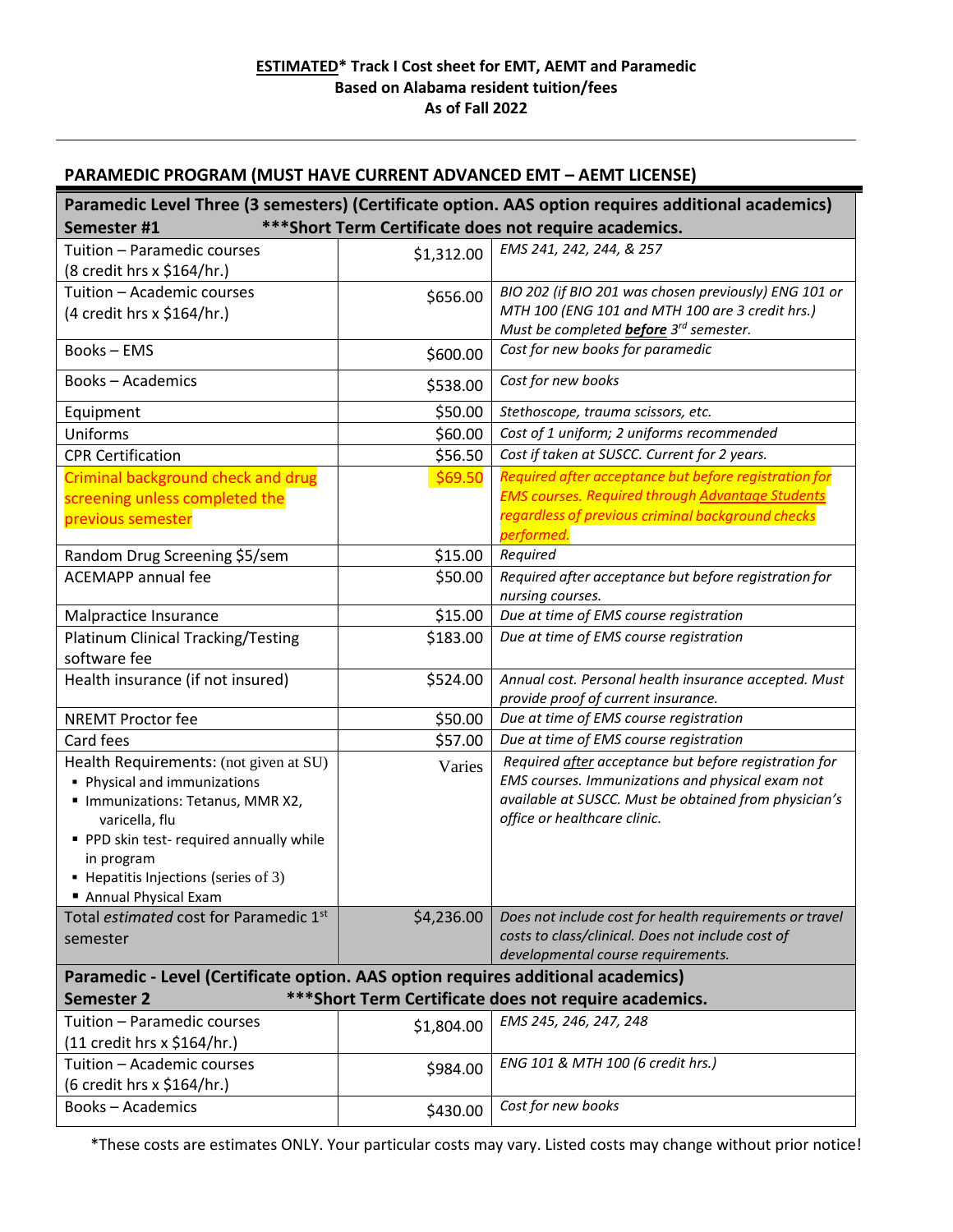**ESTIMATED* Track I Cost sheet for EMT, AEMT and Paramedic**
**Based on Alabama resident tuition/fees**
**As of Fall 2022**

## PARAMEDIC PROGRAM (MUST HAVE CURRENT ADVANCED EMT – AEMT LICENSE)

| **Paramedic Level Three (3 semesters) (Certificate option. AAS option requires additional academics)<br>Semester #1 ***Short Term Certificate does not require academics.** | | |
|---|---|---|
| Tuition – Paramedic courses (8 credit hrs x $164/hr.) | $1,312.00 | *EMS 241, 242, 244, & 257* |
| Tuition – Academic courses (4 credit hrs x $164/hr.) | $656.00 | *BIO 202 (if BIO 201 was chosen previously) ENG 101 or MTH 100 (ENG 101 and MTH 100 are 3 credit hrs.) Must be completed **before** 3rd semester.* |
| Books – EMS | $600.00 | *Cost for new books for paramedic* |
| Books – Academics | $538.00 | *Cost for new books* |
| Equipment | $50.00 | *Stethoscope, trauma scissors, etc.* |
| Uniforms | $60.00 | *Cost of 1 uniform; 2 uniforms recommended* |
| CPR Certification | $56.50 | *Cost if taken at SUSCC. Current for 2 years.* |
| Criminal background check and drug screening unless completed the previous semester | $69.50 | *Required after acceptance but before registration for EMS courses. Required through Advantage Students regardless of previous criminal background checks performed.* |
| Random Drug Screening $5/sem | $15.00 | *Required* |
| ACEMAPP annual fee | $50.00 | *Required after acceptance but before registration for nursing courses.* |
| Malpractice Insurance | $15.00 | *Due at time of EMS course registration* |
| Platinum Clinical Tracking/Testing software fee | $183.00 | *Due at time of EMS course registration* |
| Health insurance (if not insured) | $524.00 | *Annual cost. Personal health insurance accepted. Must provide proof of current insurance.* |
| NREMT Proctor fee | $50.00 | *Due at time of EMS course registration* |
| Card fees | $57.00 | *Due at time of EMS course registration* |
| Health Requirements: (not given at SU)<br>▪ Physical and immunizations<br>▪ Immunizations: Tetanus, MMR X2, varicella, flu<br>▪ PPD skin test- required annually while in program<br>▪ Hepatitis Injections (series of 3)<br>▪ Annual Physical Exam | Varies | *Required after acceptance but before registration for EMS courses. Immunizations and physical exam not available at SUSCC. Must be obtained from physician's office or healthcare clinic.* |
| Total *estimated* cost for Paramedic 1st semester | $4,236.00 | *Does not include cost for health requirements or travel costs to class/clinical. Does not include cost of developmental course requirements.* |
| **Paramedic - Level (Certificate option. AAS option requires additional academics)<br>Semester 2 ***Short Term Certificate does not require academics.** | | |
| Tuition – Paramedic courses (11 credit hrs x $164/hr.) | $1,804.00 | *EMS 245, 246, 247, 248* |
| Tuition – Academic courses (6 credit hrs x $164/hr.) | $984.00 | *ENG 101 & MTH 100 (6 credit hrs.)* |
| Books – Academics | $430.00 | *Cost for new books* |

*These costs are estimates ONLY. Your particular costs may vary. Listed costs may change without prior notice!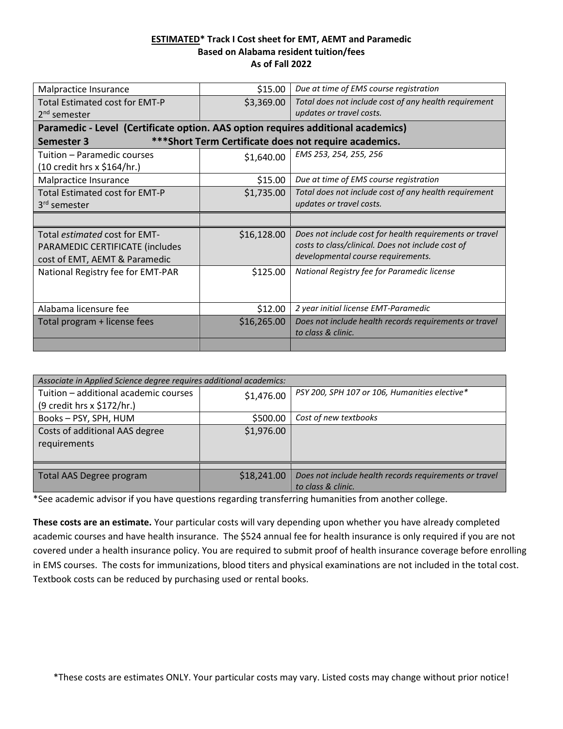**ESTIMATED* Track I Cost sheet for EMT, AEMT and Paramedic**
**Based on Alabama resident tuition/fees**
**As of Fall 2022**

| | | |
|---|---|---|
| Malpractice Insurance | $15.00 | *Due at time of EMS course registration* |
| Total Estimated cost for EMT-P 2nd semester | $3,369.00 | *Total does not include cost of any health requirement updates or travel costs.* |
| **Paramedic - Level (Certificate option. AAS option requires additional academics)** | | |
| **Semester 3 \*\*\*Short Term Certificate does not require academics.** | | |
| Tuition – Paramedic courses (10 credit hrs x $164/hr.) | $1,640.00 | *EMS 253, 254, 255, 256* |
| Malpractice Insurance | $15.00 | *Due at time of EMS course registration* |
| Total Estimated cost for EMT-P 3rd semester | $1,735.00 | *Total does not include cost of any health requirement updates or travel costs.* |
| | | |
| Total *estimated* cost for EMT-PARAMEDIC CERTIFICATE (includes cost of EMT, AEMT & Paramedic | $16,128.00 | *Does not include cost for health requirements or travel costs to class/clinical. Does not include cost of developmental course requirements.* |
| National Registry fee for EMT-PAR | $125.00 | *National Registry fee for Paramedic license* |
| Alabama licensure fee | $12.00 | *2 year initial license EMT-Paramedic* |
| Total program + license fees | $16,265.00 | *Does not include health records requirements or travel to class & clinic.* |
| | | |

| *Associate in Applied Science degree requires additional academics:* | | |
|---|---|---|
| Tuition – additional academic courses (9 credit hrs x $172/hr.) | $1,476.00 | *PSY 200, SPH 107 or 106, Humanities elective** |
| Books – PSY, SPH, HUM | $500.00 | *Cost of new textbooks* |
| Costs of additional AAS degree requirements | $1,976.00 | |
| | | |
| Total AAS Degree program | $18,241.00 | *Does not include health records requirements or travel to class & clinic.* |

*See academic advisor if you have questions regarding transferring humanities from another college.

**These costs are an estimate.** Your particular costs will vary depending upon whether you have already completed academic courses and have health insurance. The $524 annual fee for health insurance is only required if you are not covered under a health insurance policy. You are required to submit proof of health insurance coverage before enrolling in EMS courses. The costs for immunizations, blood titers and physical examinations are not included in the total cost. Textbook costs can be reduced by purchasing used or rental books.

*These costs are estimates ONLY. Your particular costs may vary. Listed costs may change without prior notice!